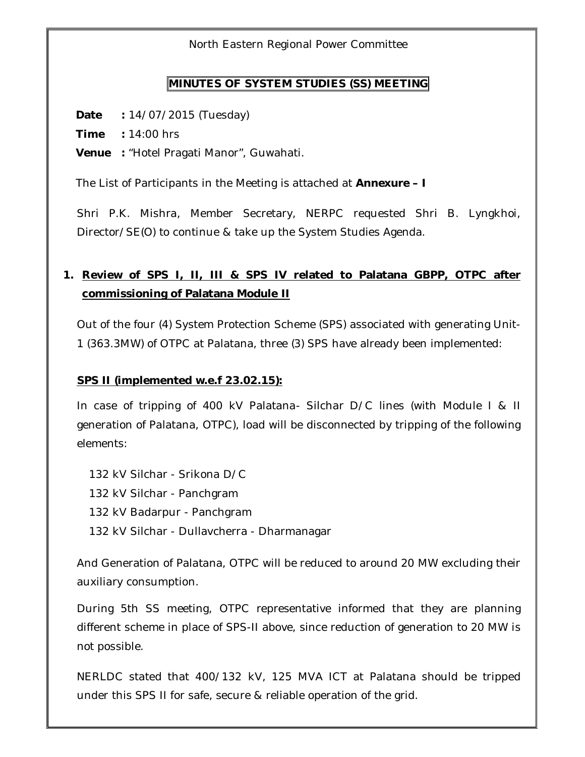North Eastern Regional Power Committee

# MINUTES OF SYSTEM STUDIES (SS) MEETING

**Date** **:** 14/07/2015 (Tuesday)

**Time** **:** 14:00 hrs

**Venue** **:** "Hotel Pragati Manor", Guwahati.

The List of Participants in the Meeting is attached at **Annexure – I**

Shri P.K. Mishra, Member Secretary, NERPC requested Shri B. Lyngkhoi, Director/SE(O) to continue & take up the System Studies Agenda.

## 1. Review of SPS I, II, III & SPS IV related to Palatana GBPP, OTPC after commissioning of Palatana Module II

Out of the four (4) System Protection Scheme (SPS) associated with generating Unit-1 (363.3MW) of OTPC at Palatana, three (3) SPS have already been implemented:

### SPS II (implemented w.e.f 23.02.15):

In case of tripping of 400 kV Palatana- Silchar D/C lines (with Module I & II generation of Palatana, OTPC), load will be disconnected by tripping of the following elements:

- 132 kV Silchar - Srikona D/C
- 132 kV Silchar - Panchgram
- 132 kV Badarpur - Panchgram
- 132 kV Silchar - Dullavcherra - Dharmanagar

And Generation of Palatana, OTPC will be reduced to around 20 MW excluding their auxiliary consumption.

During 5th SS meeting, OTPC representative informed that they are planning different scheme in place of SPS-II above, since reduction of generation to 20 MW is not possible.

NERLDC stated that 400/132 kV, 125 MVA ICT at Palatana should be tripped under this SPS II for safe, secure & reliable operation of the grid.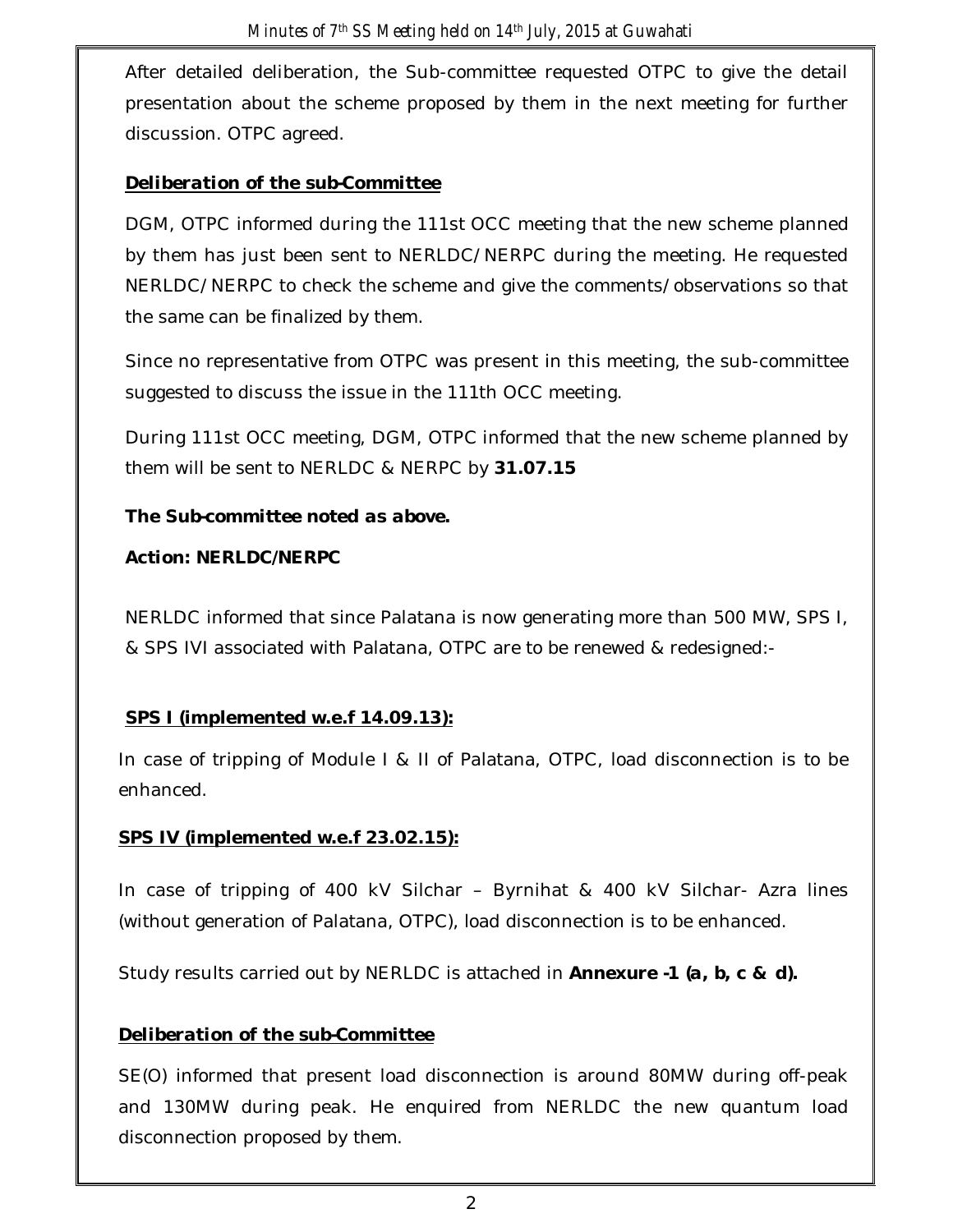After detailed deliberation, the Sub-committee requested OTPC to give the detail presentation about the scheme proposed by them in the next meeting for further discussion. OTPC agreed.

***Deliberation of the sub-Committee***

DGM, OTPC informed during the 111st OCC meeting that the new scheme planned by them has just been sent to NERLDC/NERPC during the meeting. He requested NERLDC/NERPC to check the scheme and give the comments/observations so that the same can be finalized by them.

Since no representative from OTPC was present in this meeting, the sub-committee suggested to discuss the issue in the 111th OCC meeting.

During 111st OCC meeting, DGM, OTPC informed that the new scheme planned by them will be sent to NERLDC & NERPC by **31.07.15**

***The Sub-committee noted as above.***

***Action: NERLDC/NERPC***

NERLDC informed that since Palatana is now generating more than 500 MW, SPS I, & SPS IVI associated with Palatana, OTPC are to be renewed & redesigned:-

**SPS I (implemented w.e.f 14.09.13):**

In case of tripping of Module I & II of Palatana, OTPC, load disconnection is to be enhanced.

**SPS IV (implemented w.e.f 23.02.15):**

In case of tripping of 400 kV Silchar – Byrnihat & 400 kV Silchar- Azra lines (without generation of Palatana, OTPC), load disconnection is to be enhanced.

Study results carried out by NERLDC is attached in **Annexure -1 (a, b, c & d).**

***Deliberation of the sub-Committee***

SE(O) informed that present load disconnection is around 80MW during off-peak and 130MW during peak. He enquired from NERLDC the new quantum load disconnection proposed by them.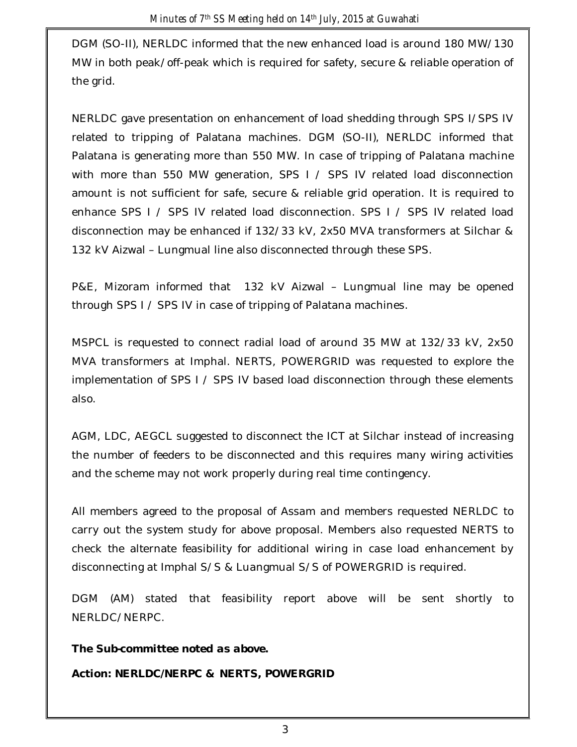DGM (SO-II), NERLDC informed that the new enhanced load is around 180 MW/130 MW in both peak/off-peak which is required for safety, secure & reliable operation of the grid.

NERLDC gave presentation on enhancement of load shedding through SPS I/SPS IV related to tripping of Palatana machines. DGM (SO-II), NERLDC informed that Palatana is generating more than 550 MW. In case of tripping of Palatana machine with more than 550 MW generation, SPS I / SPS IV related load disconnection amount is not sufficient for safe, secure & reliable grid operation. It is required to enhance SPS I / SPS IV related load disconnection. SPS I / SPS IV related load disconnection may be enhanced if 132/33 kV, 2x50 MVA transformers at Silchar & 132 kV Aizwal – Lungmual line also disconnected through these SPS.

P&E, Mizoram informed that 132 kV Aizwal – Lungmual line may be opened through SPS I / SPS IV in case of tripping of Palatana machines.

MSPCL is requested to connect radial load of around 35 MW at 132/33 kV, 2x50 MVA transformers at Imphal. NERTS, POWERGRID was requested to explore the implementation of SPS I / SPS IV based load disconnection through these elements also.

AGM, LDC, AEGCL suggested to disconnect the ICT at Silchar instead of increasing the number of feeders to be disconnected and this requires many wiring activities and the scheme may not work properly during real time contingency.

All members agreed to the proposal of Assam and members requested NERLDC to carry out the system study for above proposal. Members also requested NERTS to check the alternate feasibility for additional wiring in case load enhancement by disconnecting at Imphal S/S & Luangmual S/S of POWERGRID is required.

DGM (AM) stated that feasibility report above will be sent shortly to NERLDC/NERPC.

**The Sub-committee noted as above.**

**Action: NERLDC/NERPC & NERTS, POWERGRID**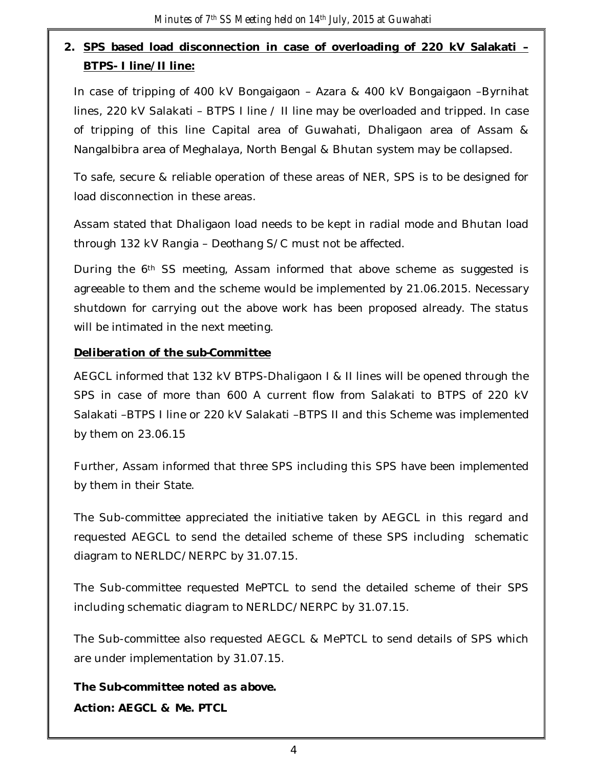**2. SPS based load disconnection in case of overloading of 220 kV Salakati – BTPS- I line/II line:**

In case of tripping of 400 kV Bongaigaon – Azara & 400 kV Bongaigaon –Byrnihat lines, 220 kV Salakati – BTPS I line / II line may be overloaded and tripped. In case of tripping of this line Capital area of Guwahati, Dhaligaon area of Assam & Nangalbibra area of Meghalaya, North Bengal & Bhutan system may be collapsed.

To safe, secure & reliable operation of these areas of NER, SPS is to be designed for load disconnection in these areas.

Assam stated that Dhaligaon load needs to be kept in radial mode and Bhutan load through 132 kV Rangia – Deothang S/C must not be affected.

During the 6th SS meeting, Assam informed that above scheme as suggested is agreeable to them and the scheme would be implemented by 21.06.2015. Necessary shutdown for carrying out the above work has been proposed already. The status will be intimated in the next meeting.

***Deliberation of the sub-Committee***

AEGCL informed that 132 kV BTPS-Dhaligaon I & II lines will be opened through the SPS in case of more than 600 A current flow from Salakati to BTPS of 220 kV Salakati –BTPS I line or 220 kV Salakati –BTPS II and this Scheme was implemented by them on 23.06.15

Further, Assam informed that three SPS including this SPS have been implemented by them in their State.

The Sub-committee appreciated the initiative taken by AEGCL in this regard and requested AEGCL to send the detailed scheme of these SPS including schematic diagram to NERLDC/NERPC by 31.07.15.

The Sub-committee requested MePTCL to send the detailed scheme of their SPS including schematic diagram to NERLDC/NERPC by 31.07.15.

The Sub-committee also requested AEGCL & MePTCL to send details of SPS which are under implementation by 31.07.15.

***The Sub-committee noted as above.***

***Action: AEGCL & Me. PTCL***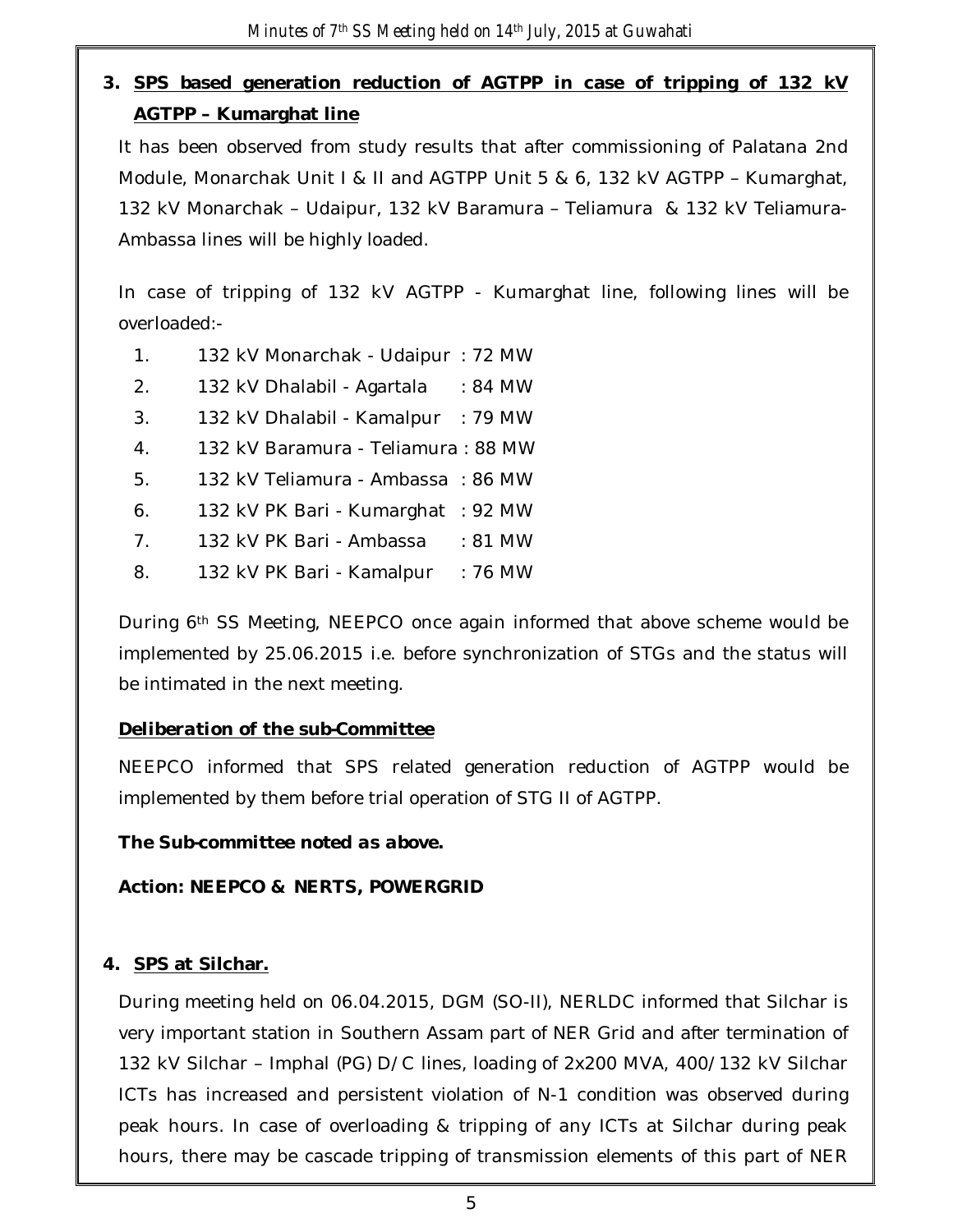## 3. SPS based generation reduction of AGTPP in case of tripping of 132 kV AGTPP – Kumarghat line

It has been observed from study results that after commissioning of Palatana 2nd Module, Monarchak Unit I & II and AGTPP Unit 5 & 6, 132 kV AGTPP – Kumarghat, 132 kV Monarchak – Udaipur, 132 kV Baramura – Teliamura & 132 kV Teliamura-Ambassa lines will be highly loaded.

In case of tripping of 132 kV AGTPP - Kumarghat line, following lines will be overloaded:-

1. 132 kV Monarchak - Udaipur : 72 MW
2. 132 kV Dhalabil - Agartala : 84 MW
3. 132 kV Dhalabil - Kamalpur : 79 MW
4. 132 kV Baramura - Teliamura : 88 MW
5. 132 kV Teliamura - Ambassa : 86 MW
6. 132 kV PK Bari - Kumarghat : 92 MW
7. 132 kV PK Bari - Ambassa : 81 MW
8. 132 kV PK Bari - Kamalpur : 76 MW

During 6th SS Meeting, NEEPCO once again informed that above scheme would be implemented by 25.06.2015 i.e. before synchronization of STGs and the status will be intimated in the next meeting.

***Deliberation of the sub-Committee***

NEEPCO informed that SPS related generation reduction of AGTPP would be implemented by them before trial operation of STG II of AGTPP.

***The Sub-committee noted as above.***

**Action: NEEPCO & NERTS, POWERGRID**

## 4. SPS at Silchar.

During meeting held on 06.04.2015, DGM (SO-II), NERLDC informed that Silchar is very important station in Southern Assam part of NER Grid and after termination of 132 kV Silchar – Imphal (PG) D/C lines, loading of 2x200 MVA, 400/132 kV Silchar ICTs has increased and persistent violation of N-1 condition was observed during peak hours. In case of overloading & tripping of any ICTs at Silchar during peak hours, there may be cascade tripping of transmission elements of this part of NER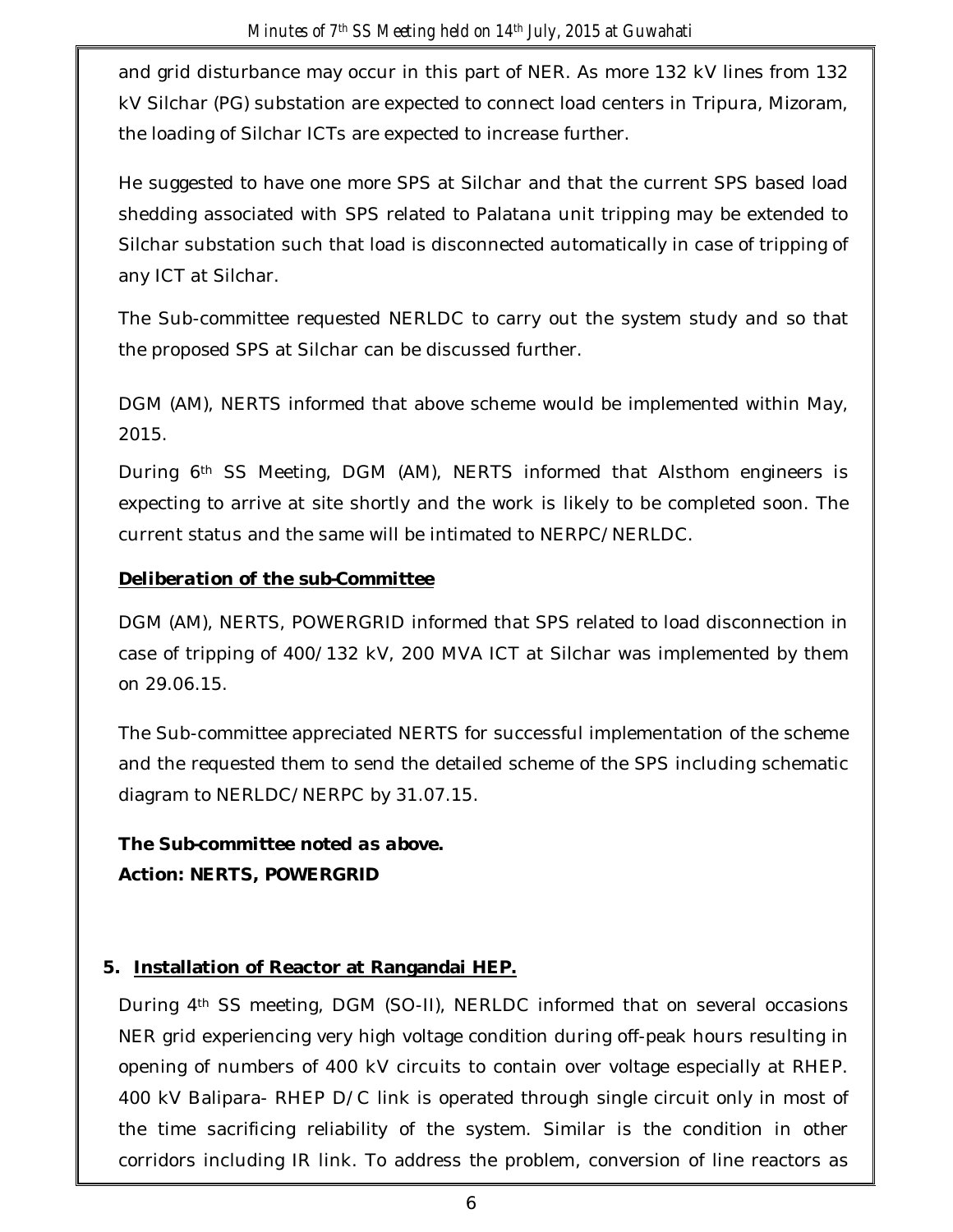and grid disturbance may occur in this part of NER. As more 132 kV lines from 132 kV Silchar (PG) substation are expected to connect load centers in Tripura, Mizoram, the loading of Silchar ICTs are expected to increase further.

He suggested to have one more SPS at Silchar and that the current SPS based load shedding associated with SPS related to Palatana unit tripping may be extended to Silchar substation such that load is disconnected automatically in case of tripping of any ICT at Silchar.

The Sub-committee requested NERLDC to carry out the system study and so that the proposed SPS at Silchar can be discussed further.

DGM (AM), NERTS informed that above scheme would be implemented within May, 2015.

During 6th SS Meeting, DGM (AM), NERTS informed that Alsthom engineers is expecting to arrive at site shortly and the work is likely to be completed soon. The current status and the same will be intimated to NERPC/NERLDC.

***Deliberation of the sub-Committee***

DGM (AM), NERTS, POWERGRID informed that SPS related to load disconnection in case of tripping of 400/132 kV, 200 MVA ICT at Silchar was implemented by them on 29.06.15.

The Sub-committee appreciated NERTS for successful implementation of the scheme and the requested them to send the detailed scheme of the SPS including schematic diagram to NERLDC/NERPC by 31.07.15.

***The Sub-committee noted as above.***
**Action: NERTS, POWERGRID**

## 5. Installation of Reactor at Rangandai HEP.

During 4th SS meeting, DGM (SO-II), NERLDC informed that on several occasions NER grid experiencing very high voltage condition during off-peak hours resulting in opening of numbers of 400 kV circuits to contain over voltage especially at RHEP. 400 kV Balipara- RHEP D/C link is operated through single circuit only in most of the time sacrificing reliability of the system. Similar is the condition in other corridors including IR link. To address the problem, conversion of line reactors as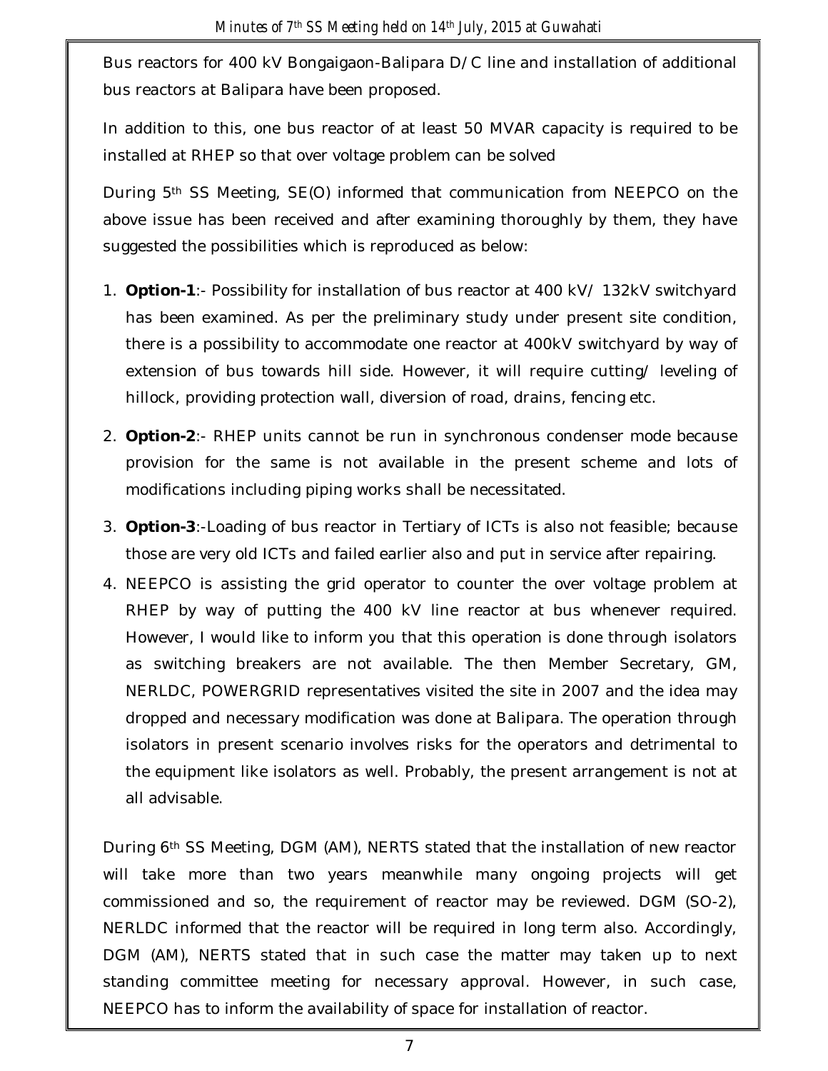Bus reactors for 400 kV Bongaigaon-Balipara D/C line and installation of additional bus reactors at Balipara have been proposed.

In addition to this, one bus reactor of at least 50 MVAR capacity is required to be installed at RHEP so that over voltage problem can be solved

During 5th SS Meeting, SE(O) informed that communication from NEEPCO on the above issue has been received and after examining thoroughly by them, they have suggested the possibilities which is reproduced as below:

1. **Option-1**:- Possibility for installation of bus reactor at 400 kV/ 132kV switchyard has been examined. As per the preliminary study under present site condition, there is a possibility to accommodate one reactor at 400kV switchyard by way of extension of bus towards hill side. However, it will require cutting/ leveling of hillock, providing protection wall, diversion of road, drains, fencing etc.
2. **Option-2**:- RHEP units cannot be run in synchronous condenser mode because provision for the same is not available in the present scheme and lots of modifications including piping works shall be necessitated.
3. **Option-3**:-Loading of bus reactor in Tertiary of ICTs is also not feasible; because those are very old ICTs and failed earlier also and put in service after repairing.
4. NEEPCO is assisting the grid operator to counter the over voltage problem at RHEP by way of putting the 400 kV line reactor at bus whenever required. However, I would like to inform you that this operation is done through isolators as switching breakers are not available. The then Member Secretary, GM, NERLDC, POWERGRID representatives visited the site in 2007 and the idea may dropped and necessary modification was done at Balipara. The operation through isolators in present scenario involves risks for the operators and detrimental to the equipment like isolators as well. Probably, the present arrangement is not at all advisable.

During 6th SS Meeting, DGM (AM), NERTS stated that the installation of new reactor will take more than two years meanwhile many ongoing projects will get commissioned and so, the requirement of reactor may be reviewed. DGM (SO-2), NERLDC informed that the reactor will be required in long term also. Accordingly, DGM (AM), NERTS stated that in such case the matter may taken up to next standing committee meeting for necessary approval. However, in such case, NEEPCO has to inform the availability of space for installation of reactor.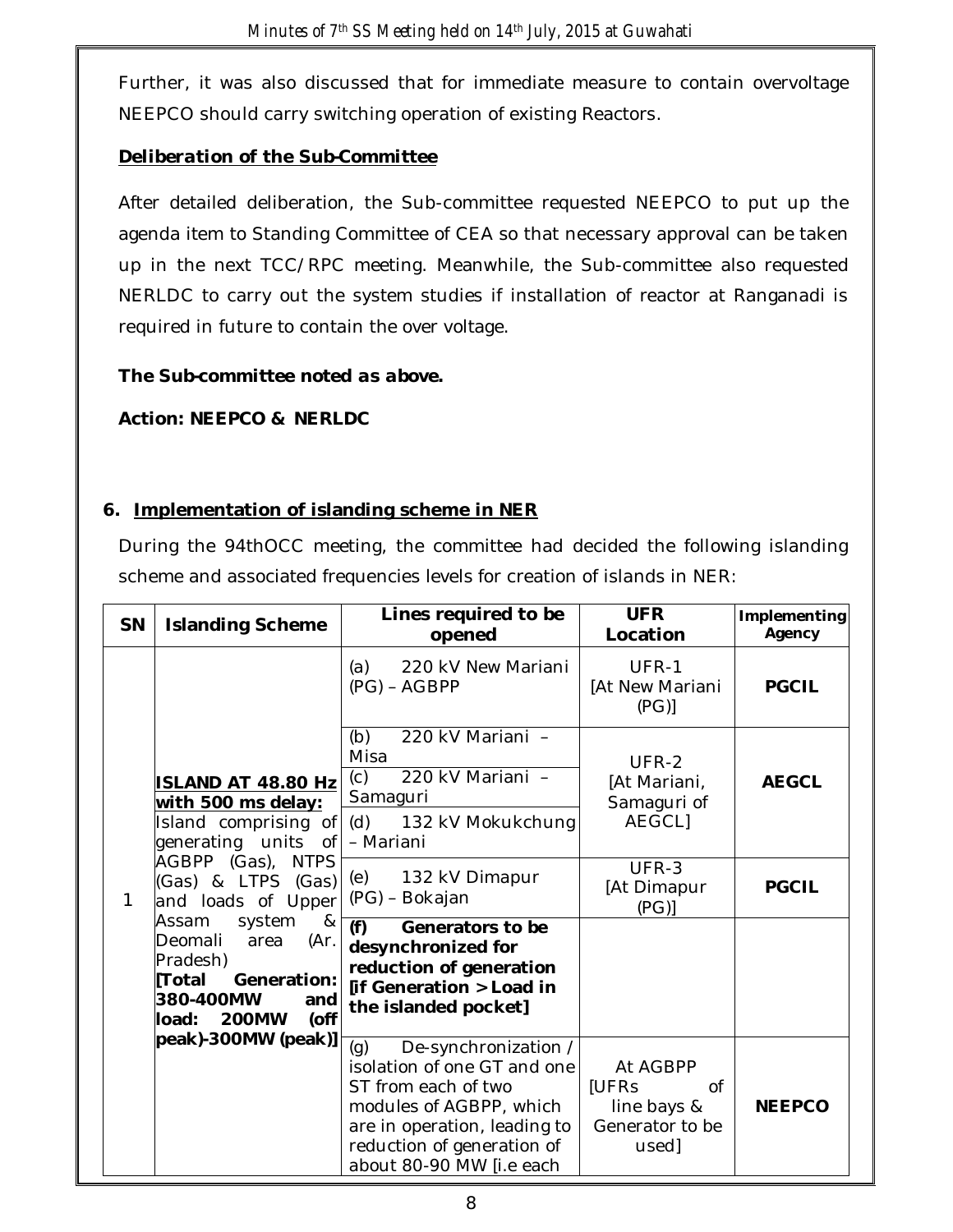Further, it was also discussed that for immediate measure to contain overvoltage NEEPCO should carry switching operation of existing Reactors.

***Deliberation of the Sub-Committee***

After detailed deliberation, the Sub-committee requested NEEPCO to put up the agenda item to Standing Committee of CEA so that necessary approval can be taken up in the next TCC/RPC meeting. Meanwhile, the Sub-committee also requested NERLDC to carry out the system studies if installation of reactor at Ranganadi is required in future to contain the over voltage.

***The Sub-committee noted as above.***

**Action: NEEPCO & NERLDC**

## 6. Implementation of islanding scheme in NER

During the 94thOCC meeting, the committee had decided the following islanding scheme and associated frequencies levels for creation of islands in NER:

| SN | Islanding Scheme | Lines required to be opened | UFR Location | Implementing Agency |
|---|---|---|---|---|
| 1 | **ISLAND AT 48.80 Hz with 500 ms delay:** Island comprising of generating units of AGBPP (Gas), NTPS (Gas) & LTPS (Gas) and loads of Upper Assam system & Deomali area (Ar. Pradesh) **[Total Generation: 380-400MW and load: 200MW (off peak)-300MW (peak)]** | (a) 220 kV New Mariani (PG) – AGBPP | UFR-1 [At New Mariani (PG)] | **PGCIL** |
| | | (b) 220 kV Mariani – Misa | UFR-2 [At Mariani, Samaguri of AEGCL] | **AEGCL** |
| | | (c) 220 kV Mariani – Samaguri | | |
| | | (d) 132 kV Mokukchung – Mariani | | |
| | | (e) 132 kV Dimapur (PG) – Bokajan | UFR-3 [At Dimapur (PG)] | **PGCIL** |
| | | **(f) Generators to be desynchronized for reduction of generation [if Generation > Load in the islanded pocket]** | | |
| | | (g) De-synchronization / isolation of one GT and one ST from each of two modules of AGBPP, which are in operation, leading to reduction of generation of about 80-90 MW [i.e each | At AGBPP [UFRs of line bays & Generator to be used] | **NEEPCO** |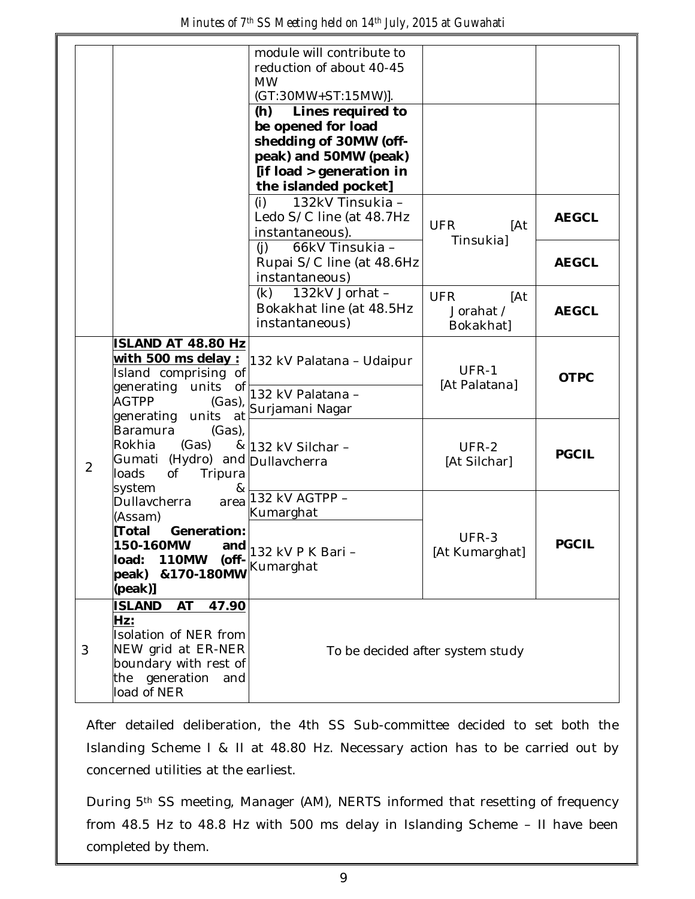| | | | | |
|---|---|---|---|---|
| | | module will contribute to reduction of about 40-45 MW (GT:30MW+ST:15MW)]. | | |
| | | **(h) Lines required to be opened for load shedding of 30MW (off-peak) and 50MW (peak) [if load > generation in the islanded pocket]** | | |
| | | (i) 132kV Tinsukia – Ledo S/C line (at 48.7Hz instantaneous). | UFR [At Tinsukia] | **AEGCL** |
| | | (j) 66kV Tinsukia – Rupai S/C line (at 48.6Hz instantaneous) | | **AEGCL** |
| | | (k) 132kV Jorhat – Bokakhat line (at 48.5Hz instantaneous) | UFR [At Jorahat / Bokakhat] | **AEGCL** |
| 2 | **ISLAND AT 48.80 Hz with 500 ms delay :** Island comprising of generating units of AGTPP (Gas), generating units at Baramura (Gas), Rokhia (Gas) & Gumati (Hydro) and loads of Tripura system & Dullavcherra area (Assam) **[Total Generation: 150-160MW and load: 110MW (off-peak) &170-180MW (peak)]** | 132 kV Palatana – Udaipur | UFR-1 [At Palatana] | **OTPC** |
| | | 132 kV Palatana – Surjamani Nagar | | |
| | | 132 kV Silchar – Dullavcherra | UFR-2 [At Silchar] | **PGCIL** |
| | | 132 kV AGTPP – Kumarghat | UFR-3 [At Kumarghat] | **PGCIL** |
| | | 132 kV P K Bari – Kumarghat | | |
| 3 | **ISLAND AT 47.90 Hz:** Isolation of NER from NEW grid at ER-NER boundary with rest of the generation and load of NER | To be decided after system study | | |

After detailed deliberation, the 4th SS Sub-committee decided to set both the Islanding Scheme I & II at 48.80 Hz. Necessary action has to be carried out by concerned utilities at the earliest.

During 5th SS meeting, Manager (AM), NERTS informed that resetting of frequency from 48.5 Hz to 48.8 Hz with 500 ms delay in Islanding Scheme – II have been completed by them.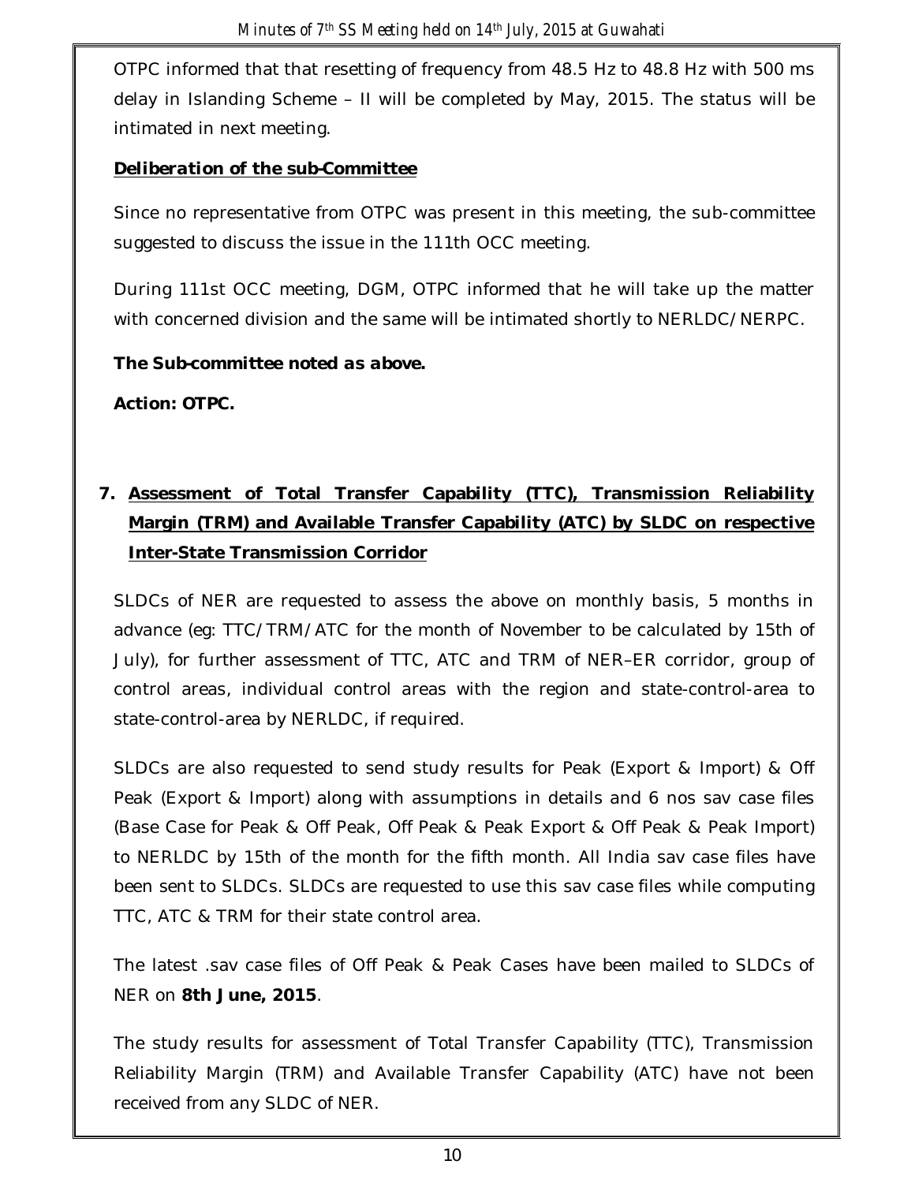OTPC informed that that resetting of frequency from 48.5 Hz to 48.8 Hz with 500 ms delay in Islanding Scheme – II will be completed by May, 2015. The status will be intimated in next meeting.

***Deliberation of the sub-Committee***

Since no representative from OTPC was present in this meeting, the sub-committee suggested to discuss the issue in the 111th OCC meeting.

During 111st OCC meeting, DGM, OTPC informed that he will take up the matter with concerned division and the same will be intimated shortly to NERLDC/NERPC.

***The Sub-committee noted as above.***

**Action: OTPC.**

## 7. Assessment of Total Transfer Capability (TTC), Transmission Reliability Margin (TRM) and Available Transfer Capability (ATC) by SLDC on respective Inter-State Transmission Corridor

SLDCs of NER are requested to assess the above on monthly basis, 5 months in advance (eg: TTC/TRM/ATC for the month of November to be calculated by 15th of July), for further assessment of TTC, ATC and TRM of NER–ER corridor, group of control areas, individual control areas with the region and state-control-area to state-control-area by NERLDC, if required.

SLDCs are also requested to send study results for Peak (Export & Import) & Off Peak (Export & Import) along with assumptions in details and 6 nos sav case files (Base Case for Peak & Off Peak, Off Peak & Peak Export & Off Peak & Peak Import) to NERLDC by 15th of the month for the fifth month. All India sav case files have been sent to SLDCs. SLDCs are requested to use this sav case files while computing TTC, ATC & TRM for their state control area.

The latest .sav case files of Off Peak & Peak Cases have been mailed to SLDCs of NER on **8th June, 2015**.

The study results for assessment of Total Transfer Capability (TTC), Transmission Reliability Margin (TRM) and Available Transfer Capability (ATC) have not been received from any SLDC of NER.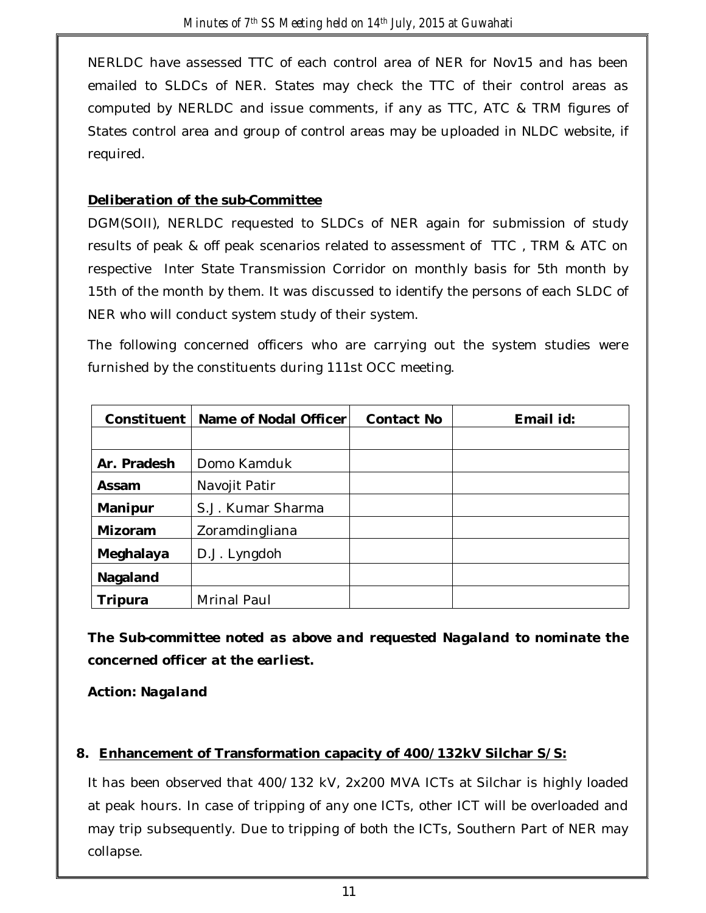NERLDC have assessed TTC of each control area of NER for Nov15 and has been emailed to SLDCs of NER. States may check the TTC of their control areas as computed by NERLDC and issue comments, if any as TTC, ATC & TRM figures of States control area and group of control areas may be uploaded in NLDC website, if required.

***Deliberation of the sub-Committee***

DGM(SOII), NERLDC requested to SLDCs of NER again for submission of study results of peak & off peak scenarios related to assessment of TTC , TRM & ATC on respective Inter State Transmission Corridor on monthly basis for 5th month by 15th of the month by them. It was discussed to identify the persons of each SLDC of NER who will conduct system study of their system.

The following concerned officers who are carrying out the system studies were furnished by the constituents during 111st OCC meeting.

| Constituent | Name of Nodal Officer | Contact No | Email id: |
|---|---|---|---|
| | | | |
| **Ar. Pradesh** | Domo Kamduk | | |
| **Assam** | Navojit Patir | | |
| **Manipur** | S.J. Kumar Sharma | | |
| **Mizoram** | Zoramdingliana | | |
| **Meghalaya** | D.J. Lyngdoh | | |
| **Nagaland** | | | |
| **Tripura** | Mrinal Paul | | |

***The Sub-committee noted as above and requested Nagaland to nominate the concerned officer at the earliest.***

***Action: Nagaland***

**8. Enhancement of Transformation capacity of 400/132kV Silchar S/S:**

It has been observed that 400/132 kV, 2x200 MVA ICTs at Silchar is highly loaded at peak hours. In case of tripping of any one ICTs, other ICT will be overloaded and may trip subsequently. Due to tripping of both the ICTs, Southern Part of NER may collapse.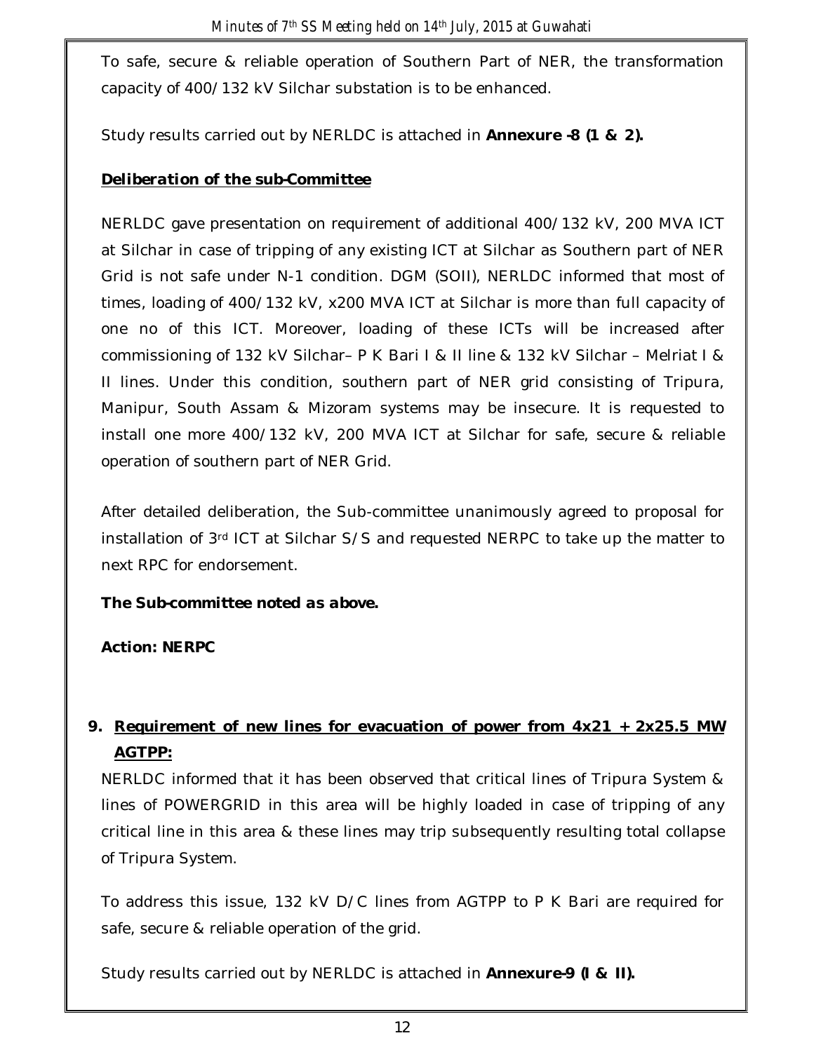To safe, secure & reliable operation of Southern Part of NER, the transformation capacity of 400/132 kV Silchar substation is to be enhanced.

Study results carried out by NERLDC is attached in **Annexure -8 (1 & 2).**

***Deliberation of the sub-Committee***

NERLDC gave presentation on requirement of additional 400/132 kV, 200 MVA ICT at Silchar in case of tripping of any existing ICT at Silchar as Southern part of NER Grid is not safe under N-1 condition. DGM (SOII), NERLDC informed that most of times, loading of 400/132 kV, x200 MVA ICT at Silchar is more than full capacity of one no of this ICT. Moreover, loading of these ICTs will be increased after commissioning of 132 kV Silchar– P K Bari I & II line & 132 kV Silchar – Melriat I & II lines. Under this condition, southern part of NER grid consisting of Tripura, Manipur, South Assam & Mizoram systems may be insecure. It is requested to install one more 400/132 kV, 200 MVA ICT at Silchar for safe, secure & reliable operation of southern part of NER Grid.

After detailed deliberation, the Sub-committee unanimously agreed to proposal for installation of 3rd ICT at Silchar S/S and requested NERPC to take up the matter to next RPC for endorsement.

***The Sub-committee noted as above.***

**Action: NERPC**

## 9. Requirement of new lines for evacuation of power from 4x21 + 2x25.5 MW AGTPP:

NERLDC informed that it has been observed that critical lines of Tripura System & lines of POWERGRID in this area will be highly loaded in case of tripping of any critical line in this area & these lines may trip subsequently resulting total collapse of Tripura System.

To address this issue, 132 kV D/C lines from AGTPP to P K Bari are required for safe, secure & reliable operation of the grid.

Study results carried out by NERLDC is attached in **Annexure-9 (I & II).**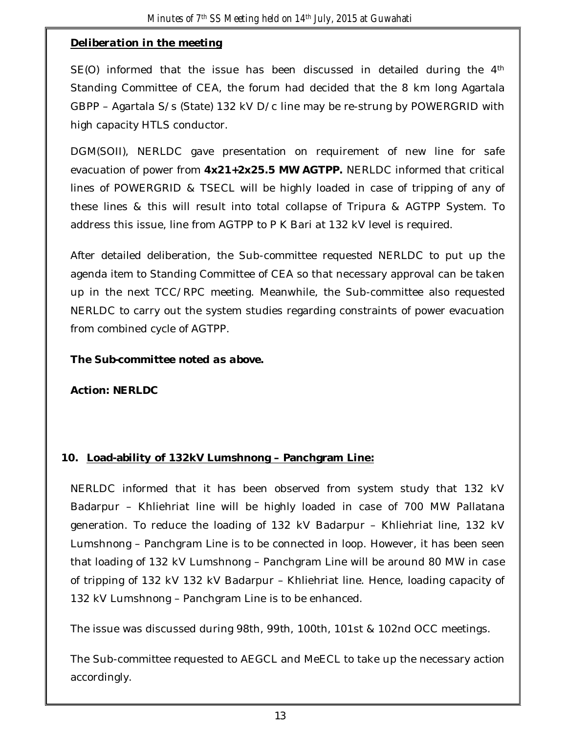**Deliberation in the meeting**

SE(O) informed that the issue has been discussed in detailed during the 4th Standing Committee of CEA, the forum had decided that the 8 km long Agartala GBPP – Agartala S/s (State) 132 kV D/c line may be re-strung by POWERGRID with high capacity HTLS conductor.

DGM(SOII), NERLDC gave presentation on requirement of new line for safe evacuation of power from **4x21+2x25.5 MW AGTPP.** NERLDC informed that critical lines of POWERGRID & TSECL will be highly loaded in case of tripping of any of these lines & this will result into total collapse of Tripura & AGTPP System. To address this issue, line from AGTPP to P K Bari at 132 kV level is required.

After detailed deliberation, the Sub-committee requested NERLDC to put up the agenda item to Standing Committee of CEA so that necessary approval can be taken up in the next TCC/RPC meeting. Meanwhile, the Sub-committee also requested NERLDC to carry out the system studies regarding constraints of power evacuation from combined cycle of AGTPP.

***The Sub-committee noted as above.***

***Action: NERLDC***

## 10. Load-ability of 132kV Lumshnong – Panchgram Line:

NERLDC informed that it has been observed from system study that 132 kV Badarpur – Khliehriat line will be highly loaded in case of 700 MW Pallatana generation. To reduce the loading of 132 kV Badarpur – Khliehriat line, 132 kV Lumshnong – Panchgram Line is to be connected in loop. However, it has been seen that loading of 132 kV Lumshnong – Panchgram Line will be around 80 MW in case of tripping of 132 kV 132 kV Badarpur – Khliehriat line. Hence, loading capacity of 132 kV Lumshnong – Panchgram Line is to be enhanced.

The issue was discussed during 98th, 99th, 100th, 101st & 102nd OCC meetings.

The Sub-committee requested to AEGCL and MeECL to take up the necessary action accordingly.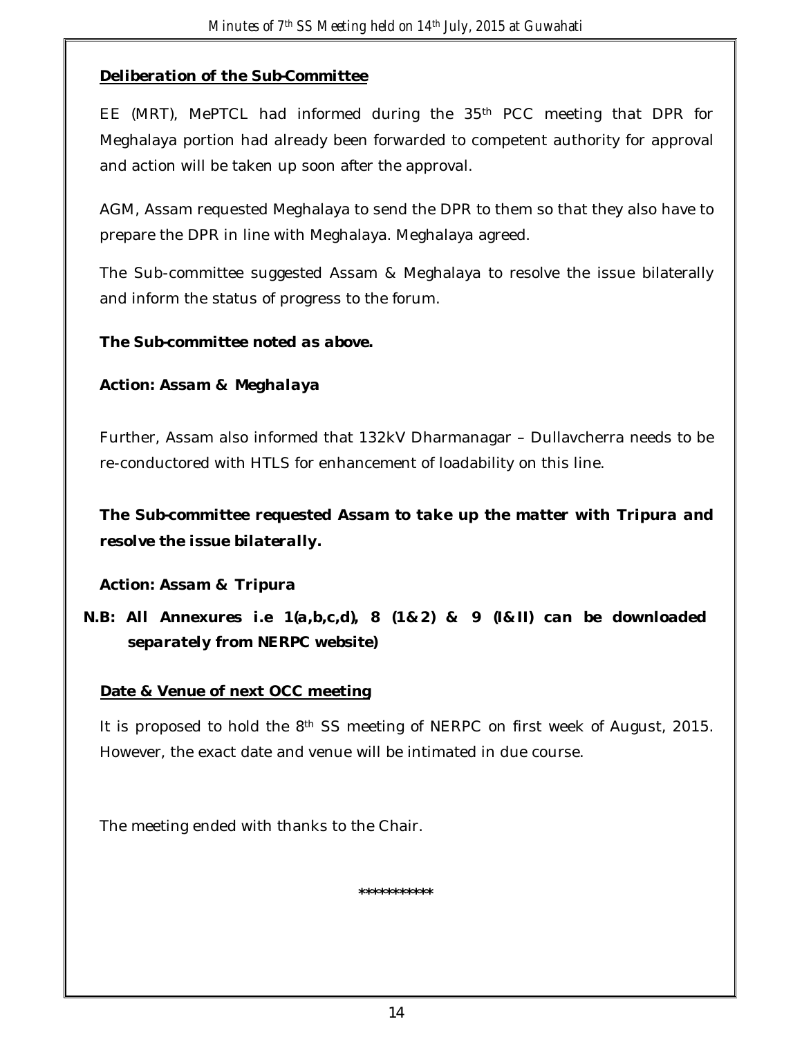**Deliberation of the Sub-Committee**

EE (MRT), MePTCL had informed during the 35th PCC meeting that DPR for Meghalaya portion had already been forwarded to competent authority for approval and action will be taken up soon after the approval.

AGM, Assam requested Meghalaya to send the DPR to them so that they also have to prepare the DPR in line with Meghalaya. Meghalaya agreed.

The Sub-committee suggested Assam & Meghalaya to resolve the issue bilaterally and inform the status of progress to the forum.

***The Sub-committee noted as above.***

***Action: Assam & Meghalaya***

Further, Assam also informed that 132kV Dharmanagar – Dullavcherra needs to be re-conductored with HTLS for enhancement of loadability on this line.

***The Sub-committee requested Assam to take up the matter with Tripura and resolve the issue bilaterally.***

***Action: Assam & Tripura***

***N.B: All Annexures i.e 1(a,b,c,d), 8 (1&2) & 9 (I&II) can be downloaded separately from NERPC website)***

**Date & Venue of next OCC meeting**

It is proposed to hold the 8th SS meeting of NERPC on first week of August, 2015. However, the exact date and venue will be intimated in due course.

The meeting ended with thanks to the Chair.

\*\*\*\*\*\*\*\*\*\*\*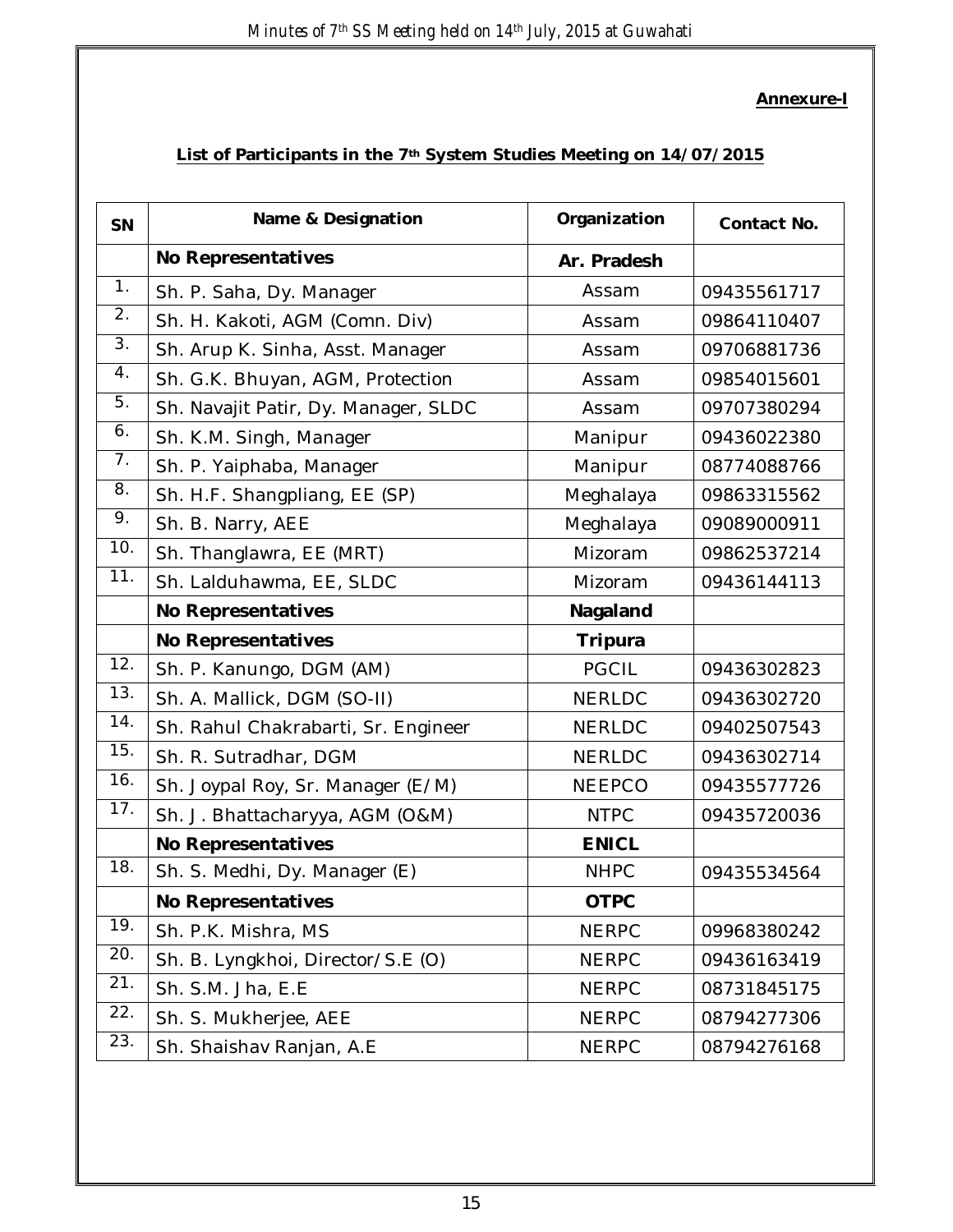**Annexure-I**

**List of Participants in the 7th System Studies Meeting on 14/07/2015**

| SN | Name & Designation | Organization | Contact No. |
|---|---|---|---|
| | **No Representatives** | **Ar. Pradesh** | |
| 1. | Sh. P. Saha, Dy. Manager | Assam | 09435561717 |
| 2. | Sh. H. Kakoti, AGM (Comn. Div) | Assam | 09864110407 |
| 3. | Sh. Arup K. Sinha, Asst. Manager | Assam | 09706881736 |
| 4. | Sh. G.K. Bhuyan, AGM, Protection | Assam | 09854015601 |
| 5. | Sh. Navajit Patir, Dy. Manager, SLDC | Assam | 09707380294 |
| 6. | Sh. K.M. Singh, Manager | Manipur | 09436022380 |
| 7. | Sh. P. Yaiphaba, Manager | Manipur | 08774088766 |
| 8. | Sh. H.F. Shangpliang, EE (SP) | Meghalaya | 09863315562 |
| 9. | Sh. B. Narry, AEE | Meghalaya | 09089000911 |
| 10. | Sh. Thanglawra, EE (MRT) | Mizoram | 09862537214 |
| 11. | Sh. Lalduhawma, EE, SLDC | Mizoram | 09436144113 |
| | **No Representatives** | **Nagaland** | |
| | **No Representatives** | **Tripura** | |
| 12. | Sh. P. Kanungo, DGM (AM) | PGCIL | 09436302823 |
| 13. | Sh. A. Mallick, DGM (SO-II) | NERLDC | 09436302720 |
| 14. | Sh. Rahul Chakrabarti, Sr. Engineer | NERLDC | 09402507543 |
| 15. | Sh. R. Sutradhar, DGM | NERLDC | 09436302714 |
| 16. | Sh. Joypal Roy, Sr. Manager (E/M) | NEEPCO | 09435577726 |
| 17. | Sh. J. Bhattacharyya, AGM (O&M) | NTPC | 09435720036 |
| | **No Representatives** | **ENICL** | |
| 18. | Sh. S. Medhi, Dy. Manager (E) | NHPC | 09435534564 |
| | **No Representatives** | **OTPC** | |
| 19. | Sh. P.K. Mishra, MS | NERPC | 09968380242 |
| 20. | Sh. B. Lyngkhoi, Director/S.E (O) | NERPC | 09436163419 |
| 21. | Sh. S.M. Jha, E.E | NERPC | 08731845175 |
| 22. | Sh. S. Mukherjee, AEE | NERPC | 08794277306 |
| 23. | Sh. Shaishav Ranjan, A.E | NERPC | 08794276168 |